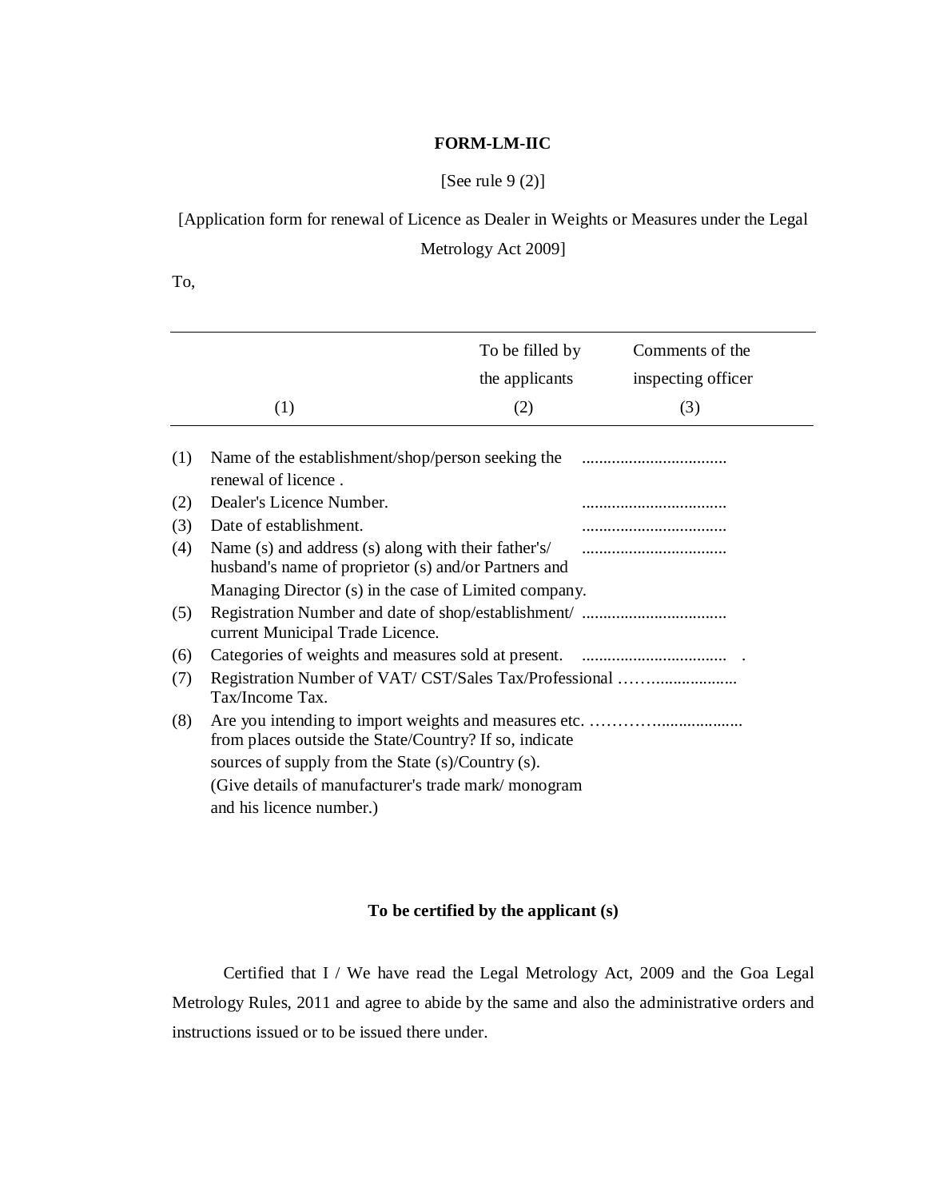**FORM-LM-IIC**

[See rule 9 (2)]

[Application form for renewal of Licence as Dealer in Weights or Measures under the Legal Metrology Act 2009]

To,

| | (1) | To be filled by the applicants (2) | Comments of the inspecting officer (3) |
|---|---|---|---|
| (1) | Name of the establishment/shop/person seeking the renewal of licence . | .................................. | |
| (2) | Dealer's Licence Number. | .................................. | |
| (3) | Date of establishment. | .................................. | |
| (4) | Name (s) and address (s) along with their father's/ husband's name of proprietor (s) and/or Partners and Managing Director (s) in the case of Limited company. | .................................. | |
| (5) | Registration Number and date of shop/establishment/ current Municipal Trade Licence. | .................................. | |
| (6) | Categories of weights and measures sold at present. | .................................. . | |
| (7) | Registration Number of VAT/ CST/Sales Tax/Professional Tax/Income Tax. | ……….................... | |
| (8) | Are you intending to import weights and measures etc. from places outside the State/Country? If so, indicate sources of supply from the State (s)/Country (s). (Give details of manufacturer's trade mark/ monogram and his licence number.) | …………................... | |

**To be certified by the applicant (s)**

Certified that I / We have read the Legal Metrology Act, 2009 and the Goa Legal Metrology Rules, 2011 and agree to abide by the same and also the administrative orders and instructions issued or to be issued there under.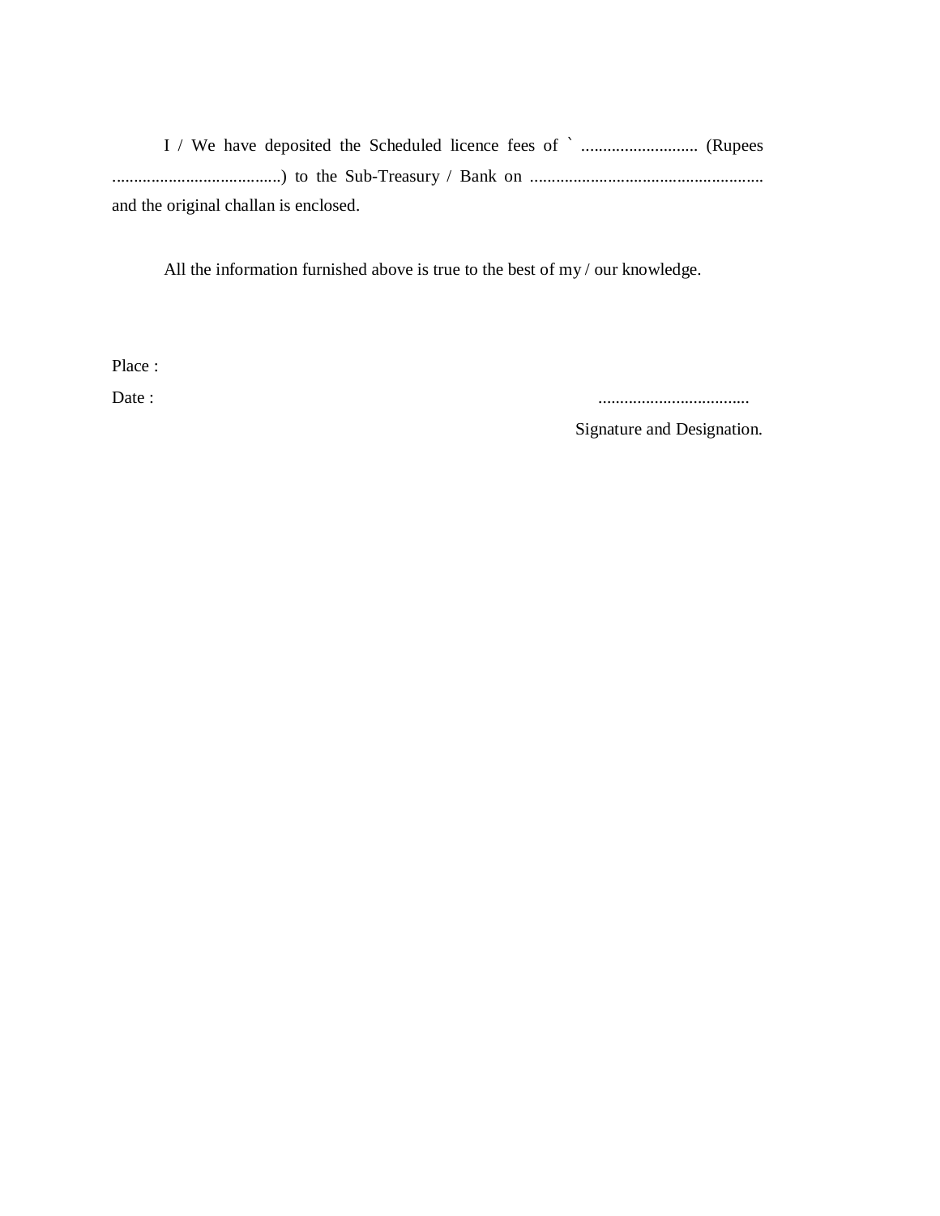I / We have deposited the Scheduled licence fees of ` ........................... (Rupees .......................................) to the Sub-Treasury / Bank on ...................................................... and the original challan is enclosed.

All the information furnished above is true to the best of my / our knowledge.

Place :

Date :

...................................

Signature and Designation.